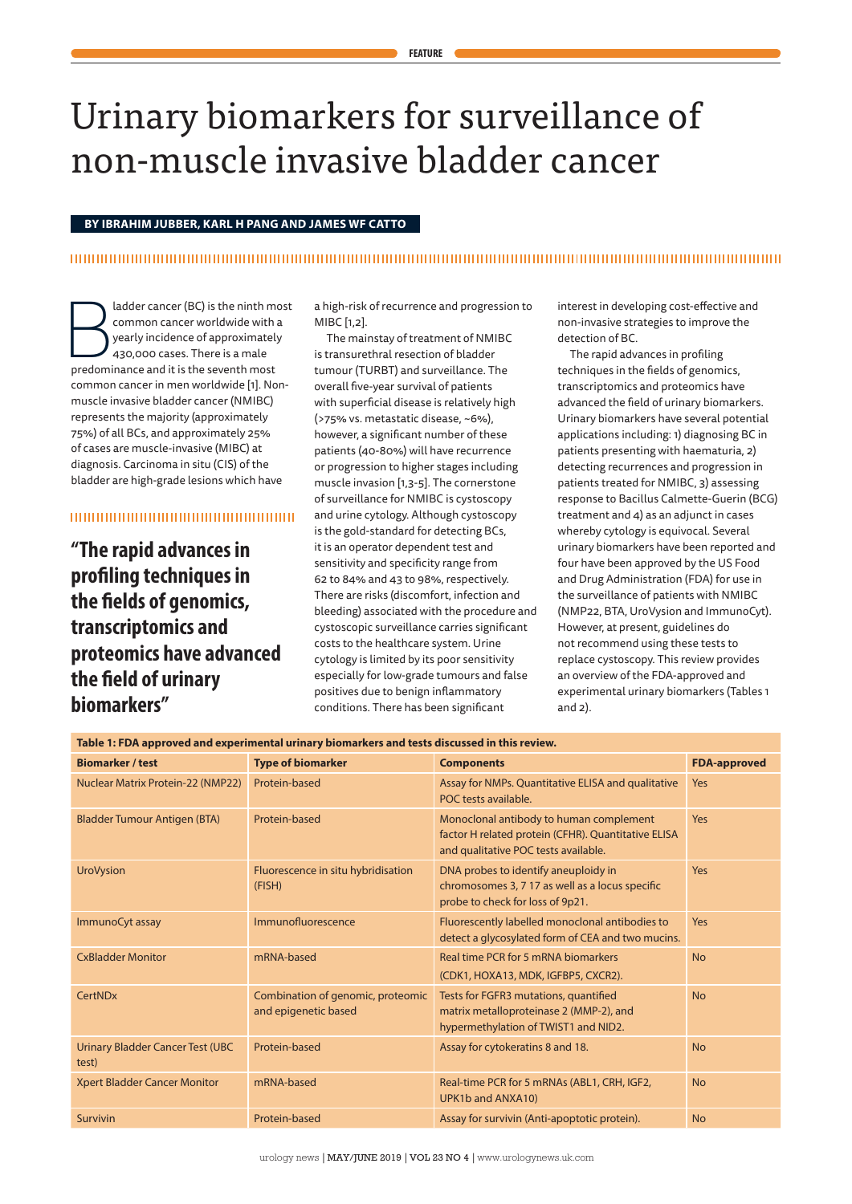# Urinary biomarkers for surveillance of non-muscle invasive bladder cancer

**BY IBRAHIM JUBBER, KARL H PANG AND JAMES WF CATTO**

Bladder cancer (BC) is the ninth most common cancer worldwide with a yearly incidence of approximately 430,000 cases. There is a male predominance and it is the seventh most common cancer in men worldwide [1]. Non-muscle invasive bladder cancer (NMIBC) represents the majority (approximately 75%) of all BCs, and approximately 25% of cases are muscle-invasive (MIBC) at diagnosis. Carcinoma in situ (CIS) of the bladder are high-grade lesions which have a high-risk of recurrence and progression to MIBC [1,2].

The mainstay of treatment of NMIBC is transurethral resection of bladder tumour (TURBT) and surveillance. The overall five-year survival of patients with superficial disease is relatively high (>75% vs. metastatic disease, ~6%), however, a significant number of these patients (40-80%) will have recurrence or progression to higher stages including muscle invasion [1,3-5]. The cornerstone of surveillance for NMIBC is cystoscopy and urine cytology. Although cystoscopy is the gold-standard for detecting BCs, it is an operator dependent test and sensitivity and specificity range from 62 to 84% and 43 to 98%, respectively. There are risks (discomfort, infection and bleeding) associated with the procedure and cystoscopic surveillance carries significant costs to the healthcare system. Urine cytology is limited by its poor sensitivity especially for low-grade tumours and false positives due to benign inflammatory conditions. There has been significant interest in developing cost-effective and non-invasive strategies to improve the detection of BC.

> **"The rapid advances in profiling techniques in the fields of genomics, transcriptomics and proteomics have advanced the field of urinary biomarkers"**

The rapid advances in profiling techniques in the fields of genomics, transcriptomics and proteomics have advanced the field of urinary biomarkers. Urinary biomarkers have several potential applications including: 1) diagnosing BC in patients presenting with haematuria, 2) detecting recurrences and progression in patients treated for NMIBC, 3) assessing response to Bacillus Calmette-Guerin (BCG) treatment and 4) as an adjunct in cases whereby cytology is equivocal. Several urinary biomarkers have been reported and four have been approved by the US Food and Drug Administration (FDA) for use in the surveillance of patients with NMIBC (NMP22, BTA, UroVysion and ImmunoCyt). However, at present, guidelines do not recommend using these tests to replace cystoscopy. This review provides an overview of the FDA-approved and experimental urinary biomarkers (Tables 1 and 2).

**Table 1: FDA approved and experimental urinary biomarkers and tests discussed in this review.**

| Biomarker / test | Type of biomarker | Components | FDA-approved |
|---|---|---|---|
| Nuclear Matrix Protein-22 (NMP22) | Protein-based | Assay for NMPs. Quantitative ELISA and qualitative POC tests available. | Yes |
| Bladder Tumour Antigen (BTA) | Protein-based | Monoclonal antibody to human complement factor H related protein (CFHR). Quantitative ELISA and qualitative POC tests available. | Yes |
| UroVysion | Fluorescence in situ hybridisation (FISH) | DNA probes to identify aneuploidy in chromosomes 3, 7 17 as well as a locus specific probe to check for loss of 9p21. | Yes |
| ImmunoCyt assay | Immunofluorescence | Fluorescently labelled monoclonal antibodies to detect a glycosylated form of CEA and two mucins. | Yes |
| CxBladder Monitor | mRNA-based | Real time PCR for 5 mRNA biomarkers (CDK1, HOXA13, MDK, IGFBP5, CXCR2). | No |
| CertNDx | Combination of genomic, proteomic and epigenetic based | Tests for FGFR3 mutations, quantified matrix metalloproteinase 2 (MMP-2), and hypermethylation of TWIST1 and NID2. | No |
| Urinary Bladder Cancer Test (UBC test) | Protein-based | Assay for cytokeratins 8 and 18. | No |
| Xpert Bladder Cancer Monitor | mRNA-based | Real-time PCR for 5 mRNAs (ABL1, CRH, IGF2, UPK1b and ANXA10) | No |
| Survivin | Protein-based | Assay for survivin (Anti-apoptotic protein). | No |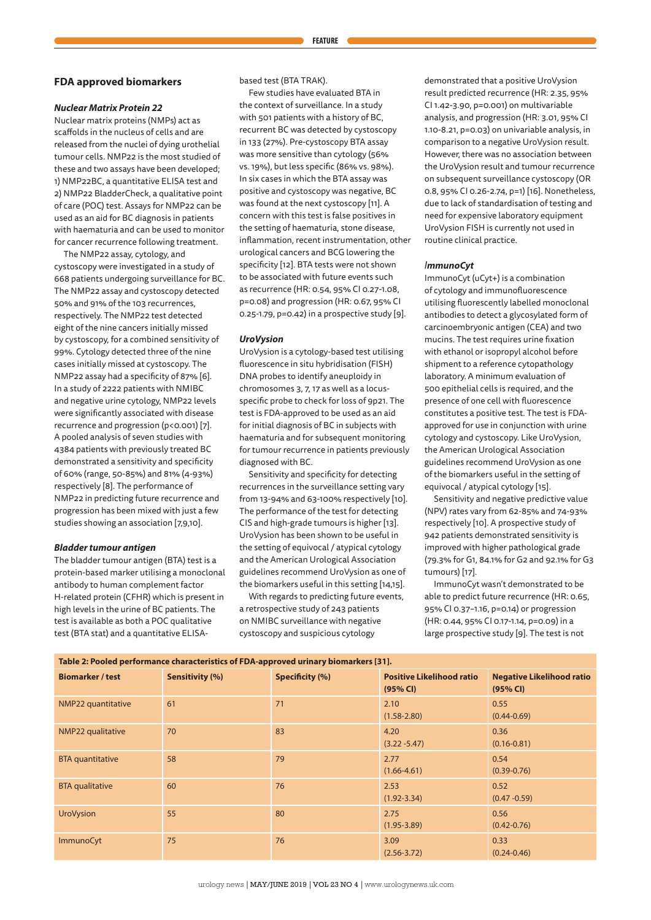## FDA approved biomarkers

### *Nuclear Matrix Protein 22*

Nuclear matrix proteins (NMPs) act as scaffolds in the nucleus of cells and are released from the nuclei of dying urothelial tumour cells. NMP22 is the most studied of these and two assays have been developed; 1) NMP22BC, a quantitative ELISA test and 2) NMP22 BladderCheck, a qualitative point of care (POC) test. Assays for NMP22 can be used as an aid for BC diagnosis in patients with haematuria and can be used to monitor for cancer recurrence following treatment.

The NMP22 assay, cytology, and cystoscopy were investigated in a study of 668 patients undergoing surveillance for BC. The NMP22 assay and cystoscopy detected 50% and 91% of the 103 recurrences, respectively. The NMP22 test detected eight of the nine cancers initially missed by cystoscopy, for a combined sensitivity of 99%. Cytology detected three of the nine cases initially missed at cystoscopy. The NMP22 assay had a specificity of 87% [6]. In a study of 2222 patients with NMIBC and negative urine cytology, NMP22 levels were significantly associated with disease recurrence and progression ($p<0.001$) [7]. A pooled analysis of seven studies with 4384 patients with previously treated BC demonstrated a sensitivity and specificity of 60% (range, 50-85%) and 81% (4-93%) respectively [8]. The performance of NMP22 in predicting future recurrence and progression has been mixed with just a few studies showing an association [7,9,10].

### *Bladder tumour antigen*

The bladder tumour antigen (BTA) test is a protein-based marker utilising a monoclonal antibody to human complement factor H-related protein (CFHR) which is present in high levels in the urine of BC patients. The test is available as both a POC qualitative test (BTA stat) and a quantitative ELISA-based test (BTA TRAK).

Few studies have evaluated BTA in the context of surveillance. In a study with 501 patients with a history of BC, recurrent BC was detected by cystoscopy in 133 (27%). Pre-cystoscopy BTA assay was more sensitive than cytology (56% vs. 19%), but less specific (86% vs. 98%). In six cases in which the BTA assay was positive and cystoscopy was negative, BC was found at the next cystoscopy [11]. A concern with this test is false positives in the setting of haematuria, stone disease, inflammation, recent instrumentation, other urological cancers and BCG lowering the specificity [12]. BTA tests were not shown to be associated with future events such as recurrence (HR: 0.54, 95% CI 0.27-1.08, $p=0.08$) and progression (HR: 0.67, 95% CI 0.25-1.79, $p=0.42$) in a prospective study [9].

### *UroVysion*

UroVysion is a cytology-based test utilising fluorescence in situ hybridisation (FISH) DNA probes to identify aneuploidy in chromosomes 3, 7, 17 as well as a locus-specific probe to check for loss of 9p21. The test is FDA-approved to be used as an aid for initial diagnosis of BC in subjects with haematuria and for subsequent monitoring for tumour recurrence in patients previously diagnosed with BC.

Sensitivity and specificity for detecting recurrences in the surveillance setting vary from 13-94% and 63-100% respectively [10]. The performance of the test for detecting CIS and high-grade tumours is higher [13]. UroVysion has been shown to be useful in the setting of equivocal / atypical cytology and the American Urological Association guidelines recommend UroVysion as one of the biomarkers useful in this setting [14,15].

With regards to predicting future events, a retrospective study of 243 patients on NMIBC surveillance with negative cystoscopy and suspicious cytology demonstrated that a positive UroVysion result predicted recurrence (HR: 2.35, 95% CI 1.42-3.90, $p=0.001$) on multivariable analysis, and progression (HR: 3.01, 95% CI 1.10-8.21, $p=0.03$) on univariable analysis, in comparison to a negative UroVysion result. However, there was no association between the UroVysion result and tumour recurrence on subsequent surveillance cystoscopy (OR 0.8, 95% CI 0.26-2.74, $p=1$) [16]. Nonetheless, due to lack of standardisation of testing and need for expensive laboratory equipment UroVysion FISH is currently not used in routine clinical practice.

### *ImmunoCyt*

ImmunoCyt (uCyt+) is a combination of cytology and immunofluorescence utilising fluorescently labelled monoclonal antibodies to detect a glycosylated form of carcinoembryonic antigen (CEA) and two mucins. The test requires urine fixation with ethanol or isopropyl alcohol before shipment to a reference cytopathology laboratory. A minimum evaluation of 500 epithelial cells is required, and the presence of one cell with fluorescence constitutes a positive test. The test is FDA-approved for use in conjunction with urine cytology and cystoscopy. Like UroVysion, the American Urological Association guidelines recommend UroVysion as one of the biomarkers useful in the setting of equivocal / atypical cytology [15].

Sensitivity and negative predictive value (NPV) rates vary from 62-85% and 74-93% respectively [10]. A prospective study of 942 patients demonstrated sensitivity is improved with higher pathological grade (79.3% for G1, 84.1% for G2 and 92.1% for G3 tumours) [17].

ImmunoCyt wasn't demonstrated to be able to predict future recurrence (HR: 0.65, 95% CI 0.37–1.16, $p=0.14$) or progression (HR: 0.44, 95% CI 0.17–1.14, $p=0.09$) in a large prospective study [9]. The test is not

**Table 2: Pooled performance characteristics of FDA-approved urinary biomarkers [31].**

| Biomarker / test | Sensitivity (%) | Specificity (%) | Positive Likelihood ratio (95% CI) | Negative Likelihood ratio (95% CI) |
|---|---|---|---|---|
| NMP22 quantitative | 61 | 71 | 2.10 (1.58-2.80) | 0.55 (0.44-0.69) |
| NMP22 qualitative | 70 | 83 | 4.20 (3.22 -5.47) | 0.36 (0.16-0.81) |
| BTA quantitative | 58 | 79 | 2.77 (1.66-4.61) | 0.54 (0.39-0.76) |
| BTA qualitative | 60 | 76 | 2.53 (1.92-3.34) | 0.52 (0.47 -0.59) |
| UroVysion | 55 | 80 | 2.75 (1.95-3.89) | 0.56 (0.42-0.76) |
| ImmunoCyt | 75 | 76 | 3.09 (2.56-3.72) | 0.33 (0.24-0.46) |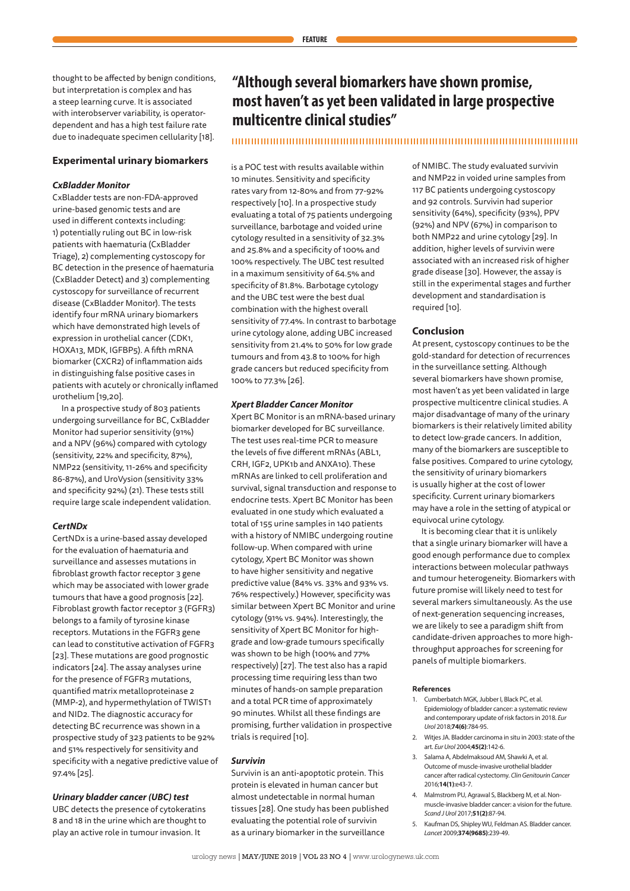thought to be affected by benign conditions, but interpretation is complex and has a steep learning curve. It is associated with interobserver variability, is operator-dependent and has a high test failure rate due to inadequate specimen cellularity [18].

## Experimental urinary biomarkers

### *CxBladder Monitor*

CxBladder tests are non-FDA-approved urine-based genomic tests and are used in different contexts including: 1) potentially ruling out BC in low-risk patients with haematuria (CxBladder Triage), 2) complementing cystoscopy for BC detection in the presence of haematuria (CxBladder Detect) and 3) complementing cystoscopy for surveillance of recurrent disease (CxBladder Monitor). The tests identify four mRNA urinary biomarkers which have demonstrated high levels of expression in urothelial cancer (CDK1, HOXA13, MDK, IGFBP5). A fifth mRNA biomarker (CXCR2) of inflammation aids in distinguishing false positive cases in patients with acutely or chronically inflamed urothelium [19,20].

In a prospective study of 803 patients undergoing surveillance for BC, CxBladder Monitor had superior sensitivity (91%) and a NPV (96%) compared with cytology (sensitivity, 22% and specificity, 87%), NMP22 (sensitivity, 11-26% and specificity 86-87%), and UroVysion (sensitivity 33% and specificity 92%) (21). These tests still require large scale independent validation.

### *CertNDx*

CertNDx is a urine-based assay developed for the evaluation of haematuria and surveillance and assesses mutations in fibroblast growth factor receptor 3 gene which may be associated with lower grade tumours that have a good prognosis [22]. Fibroblast growth factor receptor 3 (FGFR3) belongs to a family of tyrosine kinase receptors. Mutations in the FGFR3 gene can lead to constitutive activation of FGFR3 [23]. These mutations are good prognostic indicators [24]. The assay analyses urine for the presence of FGFR3 mutations, quantified matrix metalloproteinase 2 (MMP-2), and hypermethylation of TWIST1 and NID2. The diagnostic accuracy for detecting BC recurrence was shown in a prospective study of 323 patients to be 92% and 51% respectively for sensitivity and specificity with a negative predictive value of 97.4% [25].

### *Urinary bladder cancer (UBC) test*

UBC detects the presence of cytokeratins 8 and 18 in the urine which are thought to play an active role in tumour invasion. It is a POC test with results available within 10 minutes. Sensitivity and specificity rates vary from 12-80% and from 77-92% respectively [10]. In a prospective study evaluating a total of 75 patients undergoing surveillance, barbotage and voided urine cytology resulted in a sensitivity of 32.3% and 25.8% and a specificity of 100% and 100% respectively. The UBC test resulted in a maximum sensitivity of 64.5% and specificity of 81.8%. Barbotage cytology and the UBC test were the best dual combination with the highest overall sensitivity of 77.4%. In contrast to barbotage urine cytology alone, adding UBC increased sensitivity from 21.4% to 50% for low grade tumours and from 43.8 to 100% for high grade cancers but reduced specificity from 100% to 77.3% [26].

> **"Although several biomarkers have shown promise, most haven't as yet been validated in large prospective multicentre clinical studies"**

### *Xpert Bladder Cancer Monitor*

Xpert BC Monitor is an mRNA-based urinary biomarker developed for BC surveillance. The test uses real-time PCR to measure the levels of five different mRNAs (ABL1, CRH, IGF2, UPK1b and ANXA10). These mRNAs are linked to cell proliferation and survival, signal transduction and response to endocrine tests. Xpert BC Monitor has been evaluated in one study which evaluated a total of 155 urine samples in 140 patients with a history of NMIBC undergoing routine follow-up. When compared with urine cytology, Xpert BC Monitor was shown to have higher sensitivity and negative predictive value (84% vs. 33% and 93% vs. 76% respectively.) However, specificity was similar between Xpert BC Monitor and urine cytology (91% vs. 94%). Interestingly, the sensitivity of Xpert BC Monitor for high-grade and low-grade tumours specifically was shown to be high (100% and 77% respectively) [27]. The test also has a rapid processing time requiring less than two minutes of hands-on sample preparation and a total PCR time of approximately 90 minutes. Whilst all these findings are promising, further validation in prospective trials is required [10].

### *Survivin*

Survivin is an anti-apoptotic protein. This protein is elevated in human cancer but almost undetectable in normal human tissues [28]. One study has been published evaluating the potential role of survivin as a urinary biomarker in the surveillance of NMIBC. The study evaluated survivin and NMP22 in voided urine samples from 117 BC patients undergoing cystoscopy and 92 controls. Survivin had superior sensitivity (64%), specificity (93%), PPV (92%) and NPV (67%) in comparison to both NMP22 and urine cytology [29]. In addition, higher levels of survivin were associated with an increased risk of higher grade disease [30]. However, the assay is still in the experimental stages and further development and standardisation is required [10].

## Conclusion

At present, cystoscopy continues to be the gold-standard for detection of recurrences in the surveillance setting. Although several biomarkers have shown promise, most haven't as yet been validated in large prospective multicentre clinical studies. A major disadvantage of many of the urinary biomarkers is their relatively limited ability to detect low-grade cancers. In addition, many of the biomarkers are susceptible to false positives. Compared to urine cytology, the sensitivity of urinary biomarkers is usually higher at the cost of lower specificity. Current urinary biomarkers may have a role in the setting of atypical or equivocal urine cytology.

It is becoming clear that it is unlikely that a single urinary biomarker will have a good enough performance due to complex interactions between molecular pathways and tumour heterogeneity. Biomarkers with future promise will likely need to test for several markers simultaneously. As the use of next-generation sequencing increases, we are likely to see a paradigm shift from candidate-driven approaches to more high-throughput approaches for screening for panels of multiple biomarkers.

#### References

1. Cumberbatch MGK, Jubber I, Black PC, et al. Epidemiology of bladder cancer: a systematic review and contemporary update of risk factors in 2018. *Eur Urol* 2018;**74(6)**:784-95.
2. Witjes JA. Bladder carcinoma in situ in 2003: state of the art. *Eur Urol* 2004;**45(2)**:142-6.
3. Salama A, Abdelmaksoud AM, Shawki A, et al. Outcome of muscle-invasive urothelial bladder cancer after radical cystectomy. *Clin Genitourin Cancer* 2016;**14(1)**:e43-7.
4. Malmstrom PU, Agrawal S, Blackberg M, et al. Non-muscle-invasive bladder cancer: a vision for the future. *Scand J Urol* 2017;**51(2)**:87-94.
5. Kaufman DS, Shipley WU, Feldman AS. Bladder cancer. *Lancet* 2009;**374(9685)**:239-49.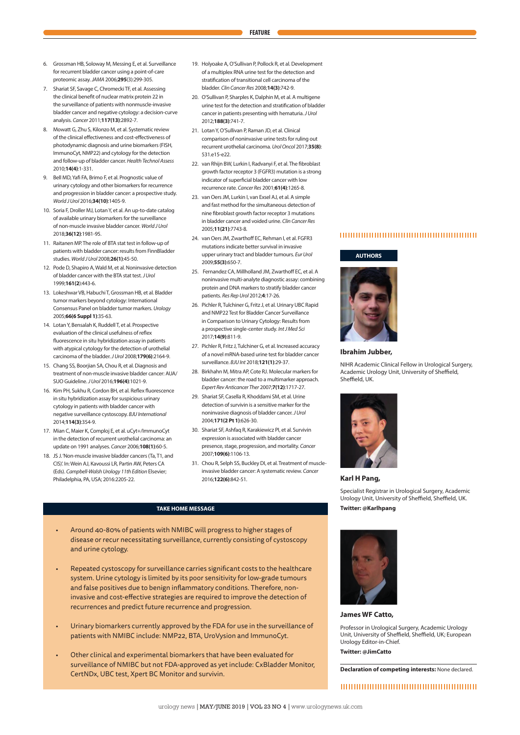6. Grossman HB, Soloway M, Messing E, et al. Surveillance for recurrent bladder cancer using a point-of-care proteomic assay. *JAMA* 2006;**295**(3):299-305.
7. Shariat SF, Savage C, Chromecki TF, et al. Assessing the clinical benefit of nuclear matrix protein 22 in the surveillance of patients with nonmuscle-invasive bladder cancer and negative cytology: a decision-curve analysis. *Cancer* 2011;**117(13)**:2892-7.
8. Mowatt G, Zhu S, Kilonzo M, et al. Systematic review of the clinical effectiveness and cost-effectiveness of photodynamic diagnosis and urine biomarkers (FISH, ImmunoCyt, NMP22) and cytology for the detection and follow-up of bladder cancer. *Health Technol Assess* 2010;**14(4)**:1-331.
9. Bell MD, Yafi FA, Brimo F, et al. Prognostic value of urinary cytology and other biomarkers for recurrence and progression in bladder cancer: a prospective study. *World J Urol* 2016;**34(10)**:1405-9.
10. Soria F, Droller MJ, Lotan Y, et al. An up-to-date catalog of available urinary biomarkers for the surveillance of non-muscle invasive bladder cancer. *World J Urol* 2018;**36(12)**:1981-95.
11. Raitanen MP. The role of BTA stat test in follow-up of patients with bladder cancer: results from FinnBladder studies. *World J Urol* 2008;**26(1)**:45-50.
12. Pode D, Shapiro A, Wald M, et al. Noninvasive detection of bladder cancer with the BTA stat test. *J Urol* 1999;**161(2)**:443-6.
13. Lokeshwar VB, Habuchi T, Grossman HB, et al. Bladder tumor markers beyond cytology: International Consensus Panel on bladder tumor markers. *Urology* 2005;**66(6 Suppl 1)**:35-63.
14. Lotan Y, Bensalah K, Ruddell T, et al. Prospective evaluation of the clinical usefulness of reflex fluorescence in situ hybridization assay in patients with atypical cytology for the detection of urothelial carcinoma of the bladder. *J Urol* 2008;**179(6)**:2164-9.
15. Chang SS, Boorjian SA, Chou R, et al. Diagnosis and treatment of non-muscle invasive bladder cancer: AUA/SUO Guideline. *J Urol* 2016;**196(4)**:1021-9.
16. Kim PH, Sukhu R, Cordon BH, et al. Reflex fluorescence in situ hybridization assay for suspicious urinary cytology in patients with bladder cancer with negative surveillance cystoscopy. *BJU International* 2014;**114(3)**:354-9.
17. Mian C, Maier K, Comploj E, et al. uCyt+/ImmunoCyt in the detection of recurrent urothelial carcinoma: an update on 1991 analyses. *Cancer* 2006;**108(1)**:60-5.
18. JS J. 'Non-muscle invasive bladder cancers (Ta, T1, and CIS)'. In: Wein AJ, Kavoussi LR, Partin AW, Peters CA (Eds). *Campbell-Walsh Urology 11th Edition* Elsevier; Philadelphia, PA, USA; 2016:2205-22.
19. Holyoake A, O'Sullivan P, Pollock R, et al. Development of a multiplex RNA urine test for the detection and stratification of transitional cell carcinoma of the bladder. *Clin Cancer Res* 2008;**14(3)**:742-9.
20. O'Sullivan P, Sharples K, Dalphin M, et al. A multigene urine test for the detection and stratification of bladder cancer in patients presenting with hematuria. *J Urol* 2012;**188(3)**:741-7.
21. Lotan Y, O'Sullivan P, Raman JD, et al. Clinical comparison of noninvasive urine tests for ruling out recurrent urothelial carcinoma. *Urol Oncol* 2017;**35(8)**: 531.e15-e22.
22. van Rhijn BW, Lurkin I, Radvanyi F, et al. The fibroblast growth factor receptor 3 (FGFR3) mutation is a strong indicator of superficial bladder cancer with low recurrence rate. *Cancer Res* 2001;**61(4)**:1265-8.
23. van Oers JM, Lurkin I, van Exsel AJ, et al. A simple and fast method for the simultaneous detection of nine fibroblast growth factor receptor 3 mutations in bladder cancer and voided urine. *Clin Cancer Res* 2005;**11(21)**:7743-8.
24. van Oers JM, Zwarthoff EC, Rehman I, et al. FGFR3 mutations indicate better survival in invasive upper urinary tract and bladder tumours. *Eur Urol* 2009;**55(3)**:650-7.
25. Fernandez CA, Millholland JM, Zwarthoff EC, et al. A noninvasive multi-analyte diagnostic assay: combining protein and DNA markers to stratify bladder cancer patients. *Res Rep Urol* 2012;**4**:17-26.
26. Pichler R, Tulchiner G, Fritz J, et al. Urinary UBC Rapid and NMP22 Test for Bladder Cancer Surveillance in Comparison to Urinary Cytology: Results from a prospective single-center study. *Int J Med Sci* 2017;**14(9)**:811-9.
27. Pichler R, Fritz J, Tulchiner G, et al. Increased accuracy of a novel mRNA-based urine test for bladder cancer surveillance. *BJU Int* 2018;**121(1)**:29-37.
28. Birkhahn M, Mitra AP, Cote RJ. Molecular markers for bladder cancer: the road to a multimarker approach. *Expert Rev Anticancer Ther* 2007;**7(12)**:1717-27.
29. Shariat SF, Casella R, Khoddami SM, et al. Urine detection of survivin is a sensitive marker for the noninvasive diagnosis of bladder cancer. *J Urol* 2004;**171(2 Pt 1)**:626-30.
30. Shariat SF, Ashfaq R, Karakiewicz PI, et al. Survivin expression is associated with bladder cancer presence, stage, progression, and mortality. *Cancer* 2007;**109(6)**:1106-13.
31. Chou R, Selph SS, Buckley DI, et al. Treatment of muscle-invasive bladder cancer: A systematic review. *Cancer* 2016;**122(6)**:842-51.

### TAKE HOME MESSAGE

- Around 40-80% of patients with NMIBC will progress to higher stages of disease or recur necessitating surveillance, currently consisting of cystoscopy and urine cytology.
- Repeated cystoscopy for surveillance carries significant costs to the healthcare system. Urine cytology is limited by its poor sensitivity for low-grade tumours and false positives due to benign inflammatory conditions. Therefore, non-invasive and cost-effective strategies are required to improve the detection of recurrences and predict future recurrence and progression.
- Urinary biomarkers currently approved by the FDA for use in the surveillance of patients with NMIBC include: NMP22, BTA, UroVysion and ImmunoCyt.
- Other clinical and experimental biomarkers that have been evaluated for surveillance of NMIBC but not FDA-approved as yet include: CxBladder Monitor, CertNDx, UBC test, Xpert BC Monitor and survivin.

### AUTHORS

**Ibrahim Jubber,**

NIHR Academic Clinical Fellow in Urological Surgery, Academic Urology Unit, University of Sheffield, Sheffield, UK.

**Karl H Pang,**

Specialist Registrar in Urological Surgery, Academic Urology Unit, University of Sheffield, Sheffield, UK.

**Twitter: @Karlhpang**

**James WF Catto,**

Professor in Urological Surgery, Academic Urology Unit, University of Sheffield, Sheffield, UK; European Urology Editor-in-Chief.

**Twitter: @JimCatto**

**Declaration of competing interests:** None declared.